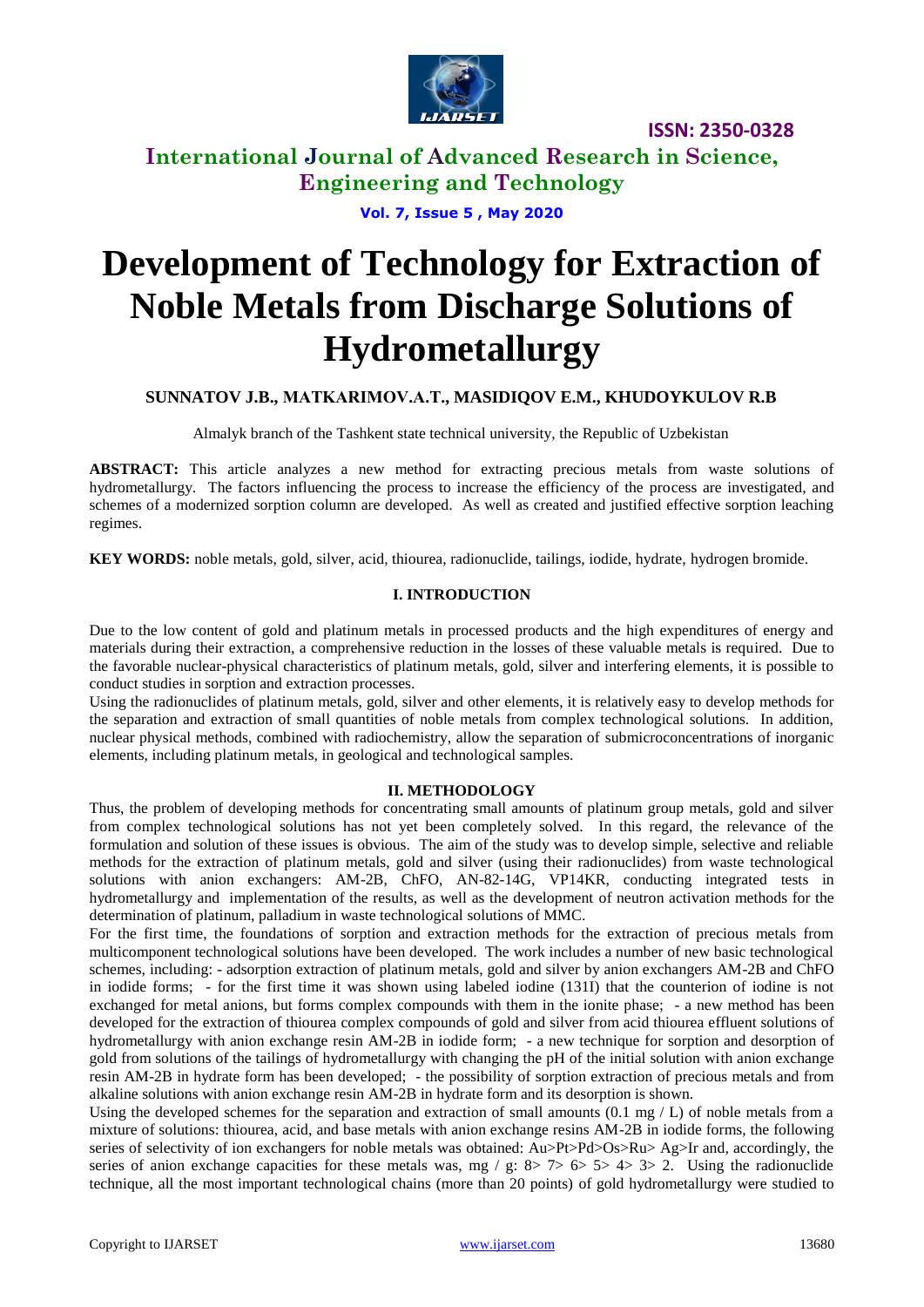# Development of Technology for Extraction of Noble Metals from Discharge Solutions of Hydrometallurgy

**SUNNATOV J.B., MATKARIMOV.A.T., MASIDIQOV E.M., KHUDOYKULOV R.B**

Almalyk branch of the Tashkent state technical university, the Republic of Uzbekistan

**ABSTRACT:** This article analyzes a new method for extracting precious metals from waste solutions of hydrometallurgy. The factors influencing the process to increase the efficiency of the process are investigated, and schemes of a modernized sorption column are developed. As well as created and justified effective sorption leaching regimes.

**KEY WORDS:** noble metals, gold, silver, acid, thiourea, radionuclide, tailings, iodide, hydrate, hydrogen bromide.

## I. INTRODUCTION

Due to the low content of gold and platinum metals in processed products and the high expenditures of energy and materials during their extraction, a comprehensive reduction in the losses of these valuable metals is required. Due to the favorable nuclear-physical characteristics of platinum metals, gold, silver and interfering elements, it is possible to conduct studies in sorption and extraction processes.

Using the radionuclides of platinum metals, gold, silver and other elements, it is relatively easy to develop methods for the separation and extraction of small quantities of noble metals from complex technological solutions. In addition, nuclear physical methods, combined with radiochemistry, allow the separation of submicroconcentrations of inorganic elements, including platinum metals, in geological and technological samples.

## II. METHODOLOGY

Thus, the problem of developing methods for concentrating small amounts of platinum group metals, gold and silver from complex technological solutions has not yet been completely solved. In this regard, the relevance of the formulation and solution of these issues is obvious. The aim of the study was to develop simple, selective and reliable methods for the extraction of platinum metals, gold and silver (using their radionuclides) from waste technological solutions with anion exchangers: AM-2B, ChFO, AN-82-14G, VP14KR, conducting integrated tests in hydrometallurgy and implementation of the results, as well as the development of neutron activation methods for the determination of platinum, palladium in waste technological solutions of MMC.

For the first time, the foundations of sorption and extraction methods for the extraction of precious metals from multicomponent technological solutions have been developed. The work includes a number of new basic technological schemes, including: - adsorption extraction of platinum metals, gold and silver by anion exchangers AM-2B and ChFO in iodide forms; - for the first time it was shown using labeled iodine (131I) that the counterion of iodine is not exchanged for metal anions, but forms complex compounds with them in the ionite phase; - a new method has been developed for the extraction of thiourea complex compounds of gold and silver from acid thiourea effluent solutions of hydrometallurgy with anion exchange resin AM-2B in iodide form; - a new technique for sorption and desorption of gold from solutions of the tailings of hydrometallurgy with changing the pH of the initial solution with anion exchange resin AM-2B in hydrate form has been developed; - the possibility of sorption extraction of precious metals and from alkaline solutions with anion exchange resin AM-2B in hydrate form and its desorption is shown.

Using the developed schemes for the separation and extraction of small amounts (0.1 mg / L) of noble metals from a mixture of solutions: thiourea, acid, and base metals with anion exchange resins AM-2B in iodide forms, the following series of selectivity of ion exchangers for noble metals was obtained: Au>Pt>Pd>Os>Ru> Ag>Ir and, accordingly, the series of anion exchange capacities for these metals was, mg / g: 8> 7> 6> 5> 4> 3> 2. Using the radionuclide technique, all the most important technological chains (more than 20 points) of gold hydrometallurgy were studied to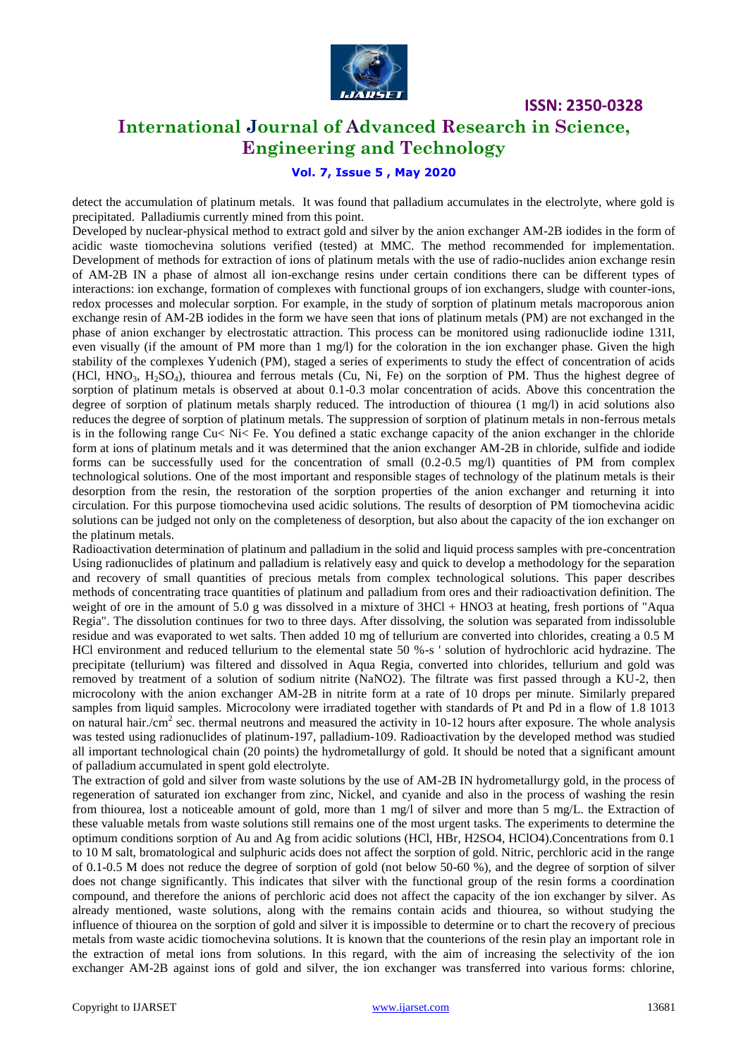detect the accumulation of platinum metals. It was found that palladium accumulates in the electrolyte, where gold is precipitated. Palladiumis currently mined from this point.

Developed by nuclear-physical method to extract gold and silver by the anion exchanger AM-2B iodides in the form of acidic waste tiomochevina solutions verified (tested) at MMC. The method recommended for implementation. Development of methods for extraction of ions of platinum metals with the use of radio-nuclides anion exchange resin of AM-2B IN a phase of almost all ion-exchange resins under certain conditions there can be different types of interactions: ion exchange, formation of complexes with functional groups of ion exchangers, sludge with counter-ions, redox processes and molecular sorption. For example, in the study of sorption of platinum metals macroporous anion exchange resin of AM-2B iodides in the form we have seen that ions of platinum metals (PM) are not exchanged in the phase of anion exchanger by electrostatic attraction. This process can be monitored using radionuclide iodine 131I, even visually (if the amount of PM more than 1 mg/l) for the coloration in the ion exchanger phase. Given the high stability of the complexes Yudenich (PM), staged a series of experiments to study the effect of concentration of acids (HCl, $HNO_3$, $H_2SO_4$), thiourea and ferrous metals (Cu, Ni, Fe) on the sorption of PM. Thus the highest degree of sorption of platinum metals is observed at about 0.1-0.3 molar concentration of acids. Above this concentration the degree of sorption of platinum metals sharply reduced. The introduction of thiourea (1 mg/l) in acid solutions also reduces the degree of sorption of platinum metals. The suppression of sorption of platinum metals in non-ferrous metals is in the following range Cu< Ni< Fe. You defined a static exchange capacity of the anion exchanger in the chloride form at ions of platinum metals and it was determined that the anion exchanger AM-2B in chloride, sulfide and iodide forms can be successfully used for the concentration of small (0.2-0.5 mg/l) quantities of PM from complex technological solutions. One of the most important and responsible stages of technology of the platinum metals is their desorption from the resin, the restoration of the sorption properties of the anion exchanger and returning it into circulation. For this purpose tiomochevina used acidic solutions. The results of desorption of PM tiomochevina acidic solutions can be judged not only on the completeness of desorption, but also about the capacity of the ion exchanger on the platinum metals.

Radioactivation determination of platinum and palladium in the solid and liquid process samples with pre-concentration Using radionuclides of platinum and palladium is relatively easy and quick to develop a methodology for the separation and recovery of small quantities of precious metals from complex technological solutions. This paper describes methods of concentrating trace quantities of platinum and palladium from ores and their radioactivation definition. The weight of ore in the amount of 5.0 g was dissolved in a mixture of 3HCl + HNO3 at heating, fresh portions of "Aqua Regia". The dissolution continues for two to three days. After dissolving, the solution was separated from indissoluble residue and was evaporated to wet salts. Then added 10 mg of tellurium are converted into chlorides, creating a 0.5 M HCl environment and reduced tellurium to the elemental state 50 %-s ' solution of hydrochloric acid hydrazine. The precipitate (tellurium) was filtered and dissolved in Aqua Regia, converted into chlorides, tellurium and gold was removed by treatment of a solution of sodium nitrite ($NaNO_2$). The filtrate was first passed through a KU-2, then microcolony with the anion exchanger AM-2B in nitrite form at a rate of 10 drops per minute. Similarly prepared samples from liquid samples. Microcolony were irradiated together with standards of Pt and Pd in a flow of 1.8 1013 on natural hair./$cm^2$ sec. thermal neutrons and measured the activity in 10-12 hours after exposure. The whole analysis was tested using radionuclides of platinum-197, palladium-109. Radioactivation by the developed method was studied all important technological chain (20 points) the hydrometallurgy of gold. It should be noted that a significant amount of palladium accumulated in spent gold electrolyte.

The extraction of gold and silver from waste solutions by the use of AM-2B IN hydrometallurgy gold, in the process of regeneration of saturated ion exchanger from zinc, Nickel, and cyanide and also in the process of washing the resin from thiourea, lost a noticeable amount of gold, more than 1 mg/l of silver and more than 5 mg/L. the Extraction of these valuable metals from waste solutions still remains one of the most urgent tasks. The experiments to determine the optimum conditions sorption of Au and Ag from acidic solutions (HCl, HBr, H2SO4, HClO4).Concentrations from 0.1 to 10 M salt, bromatological and sulphuric acids does not affect the sorption of gold. Nitric, perchloric acid in the range of 0.1-0.5 M does not reduce the degree of sorption of gold (not below 50-60 %), and the degree of sorption of silver does not change significantly. This indicates that silver with the functional group of the resin forms a coordination compound, and therefore the anions of perchloric acid does not affect the capacity of the ion exchanger by silver. As already mentioned, waste solutions, along with the remains contain acids and thiourea, so without studying the influence of thiourea on the sorption of gold and silver it is impossible to determine or to chart the recovery of precious metals from waste acidic tiomochevina solutions. It is known that the counterions of the resin play an important role in the extraction of metal ions from solutions. In this regard, with the aim of increasing the selectivity of the ion exchanger AM-2B against ions of gold and silver, the ion exchanger was transferred into various forms: chlorine,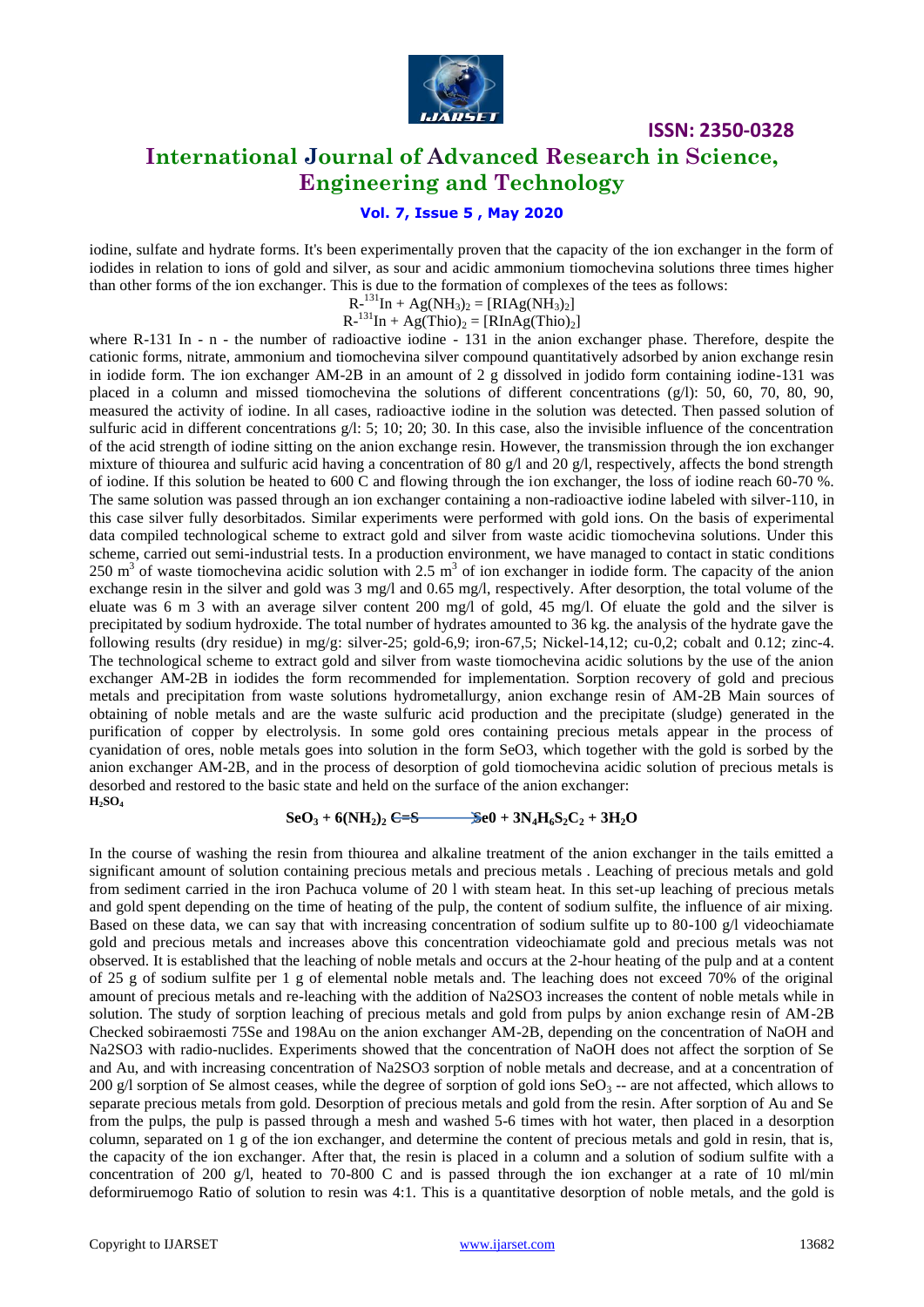iodine, sulfate and hydrate forms. It's been experimentally proven that the capacity of the ion exchanger in the form of iodides in relation to ions of gold and silver, as sour and acidic ammonium tiomochevina solutions three times higher than other forms of the ion exchanger. This is due to the formation of complexes of the tees as follows:

$$R\text{-}^{131}In + Ag(NH_3)_2 = [RIAg(NH_3)_2]$$

$$R\text{-}^{131}In + Ag(Thio)_2 = [RInAg(Thio)_2]$$

where R-131 In - n - the number of radioactive iodine - 131 in the anion exchanger phase. Therefore, despite the cationic forms, nitrate, ammonium and tiomochevina silver compound quantitatively adsorbed by anion exchange resin in iodide form. The ion exchanger AM-2B in an amount of 2 g dissolved in jodido form containing iodine-131 was placed in a column and missed tiomochevina the solutions of different concentrations (g/l): 50, 60, 70, 80, 90, measured the activity of iodine. In all cases, radioactive iodine in the solution was detected. Then passed solution of sulfuric acid in different concentrations g/l: 5; 10; 20; 30. In this case, also the invisible influence of the concentration of the acid strength of iodine sitting on the anion exchange resin. However, the transmission through the ion exchanger mixture of thiourea and sulfuric acid having a concentration of 80 g/l and 20 g/l, respectively, affects the bond strength of iodine. If this solution be heated to 600 C and flowing through the ion exchanger, the loss of iodine reach 60-70 %. The same solution was passed through an ion exchanger containing a non-radioactive iodine labeled with silver-110, in this case silver fully desorbitados. Similar experiments were performed with gold ions. On the basis of experimental data compiled technological scheme to extract gold and silver from waste acidic tiomochevina solutions. Under this scheme, carried out semi-industrial tests. In a production environment, we have managed to contact in static conditions 250 $m^3$ of waste tiomochevina acidic solution with 2.5 $m^3$ of ion exchanger in iodide form. The capacity of the anion exchange resin in the silver and gold was 3 mg/l and 0.65 mg/l, respectively. After desorption, the total volume of the eluate was 6 m 3 with an average silver content 200 mg/l of gold, 45 mg/l. Of eluate the gold and the silver is precipitated by sodium hydroxide. The total number of hydrates amounted to 36 kg. the analysis of the hydrate gave the following results (dry residue) in mg/g: silver-25; gold-6,9; iron-67,5; Nickel-14,12; cu-0,2; cobalt and 0.12; zinc-4. The technological scheme to extract gold and silver from waste tiomochevina acidic solutions by the use of the anion exchanger AM-2B in iodides the form recommended for implementation. Sorption recovery of gold and precious metals and precipitation from waste solutions hydrometallurgy, anion exchange resin of AM-2B Main sources of obtaining of noble metals and are the waste sulfuric acid production and the precipitate (sludge) generated in the purification of copper by electrolysis. In some gold ores containing precious metals appear in the process of cyanidation of ores, noble metals goes into solution in the form SeO3, which together with the gold is sorbed by the anion exchanger AM-2B, and in the process of desorption of gold tiomochevina acidic solution of precious metals is desorbed and restored to the basic state and held on the surface of the anion exchanger:

$$SeO_3 + 6(NH_2)_2\,C{=}S \xrightarrow{H_2SO_4} Se0 + 3N_4H_6S_2C_2 + 3H_2O$$

In the course of washing the resin from thiourea and alkaline treatment of the anion exchanger in the tails emitted a significant amount of solution containing precious metals and precious metals . Leaching of precious metals and gold from sediment carried in the iron Pachuca volume of 20 l with steam heat. In this set-up leaching of precious metals and gold spent depending on the time of heating of the pulp, the content of sodium sulfite, the influence of air mixing. Based on these data, we can say that with increasing concentration of sodium sulfite up to 80-100 g/l videochiamate gold and precious metals and increases above this concentration videochiamate gold and precious metals was not observed. It is established that the leaching of noble metals and occurs at the 2-hour heating of the pulp and at a content of 25 g of sodium sulfite per 1 g of elemental noble metals and. The leaching does not exceed 70% of the original amount of precious metals and re-leaching with the addition of Na2SO3 increases the content of noble metals while in solution. The study of sorption leaching of precious metals and gold from pulps by anion exchange resin of AM-2B Checked sobiraemosti 75Se and 198Au on the anion exchanger AM-2B, depending on the concentration of NaOH and Na2SO3 with radio-nuclides. Experiments showed that the concentration of NaOH does not affect the sorption of Se and Au, and with increasing concentration of Na2SO3 sorption of noble metals and decrease, and at a concentration of 200 g/l sorption of Se almost ceases, while the degree of sorption of gold ions $SeO_3$ -- are not affected, which allows to separate precious metals from gold. Desorption of precious metals and gold from the resin. After sorption of Au and Se from the pulps, the pulp is passed through a mesh and washed 5-6 times with hot water, then placed in a desorption column, separated on 1 g of the ion exchanger, and determine the content of precious metals and gold in resin, that is, the capacity of the ion exchanger. After that, the resin is placed in a column and a solution of sodium sulfite with a concentration of 200 g/l, heated to 70-800 C and is passed through the ion exchanger at a rate of 10 ml/min deformiruemogo Ratio of solution to resin was 4:1. This is a quantitative desorption of noble metals, and the gold is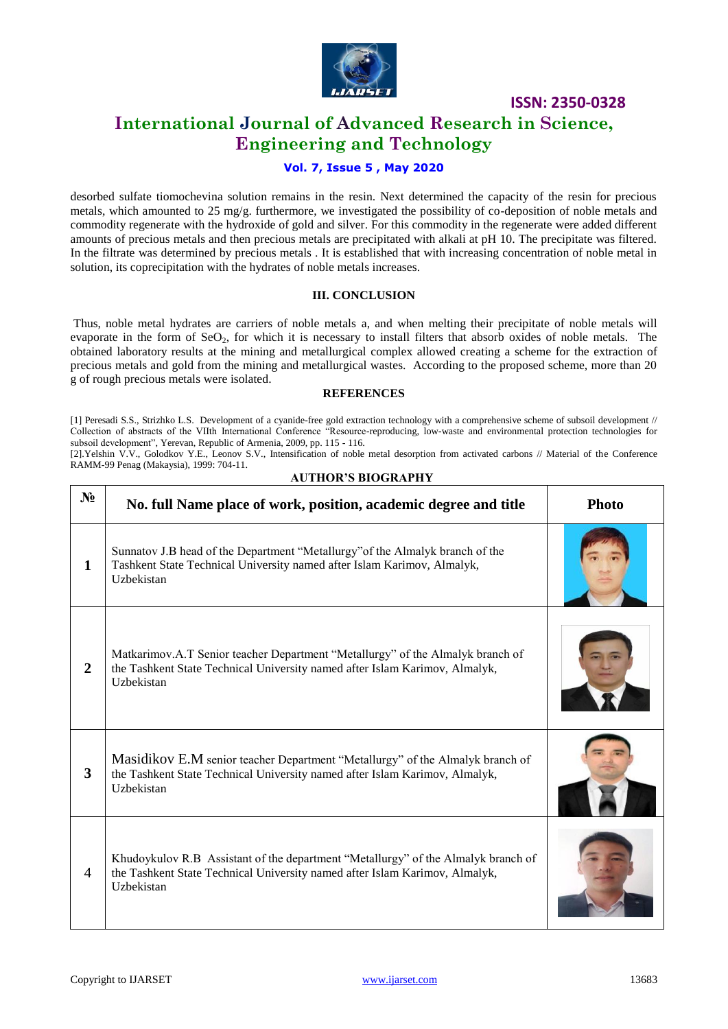desorbed sulfate tiomochevina solution remains in the resin. Next determined the capacity of the resin for precious metals, which amounted to 25 mg/g. furthermore, we investigated the possibility of co-deposition of noble metals and commodity regenerate with the hydroxide of gold and silver. For this commodity in the regenerate were added different amounts of precious metals and then precious metals are precipitated with alkali at pH 10. The precipitate was filtered. In the filtrate was determined by precious metals . It is established that with increasing concentration of noble metal in solution, its coprecipitation with the hydrates of noble metals increases.

## III. CONCLUSION

Thus, noble metal hydrates are carriers of noble metals a, and when melting their precipitate of noble metals will evaporate in the form of $SeO_2$, for which it is necessary to install filters that absorb oxides of noble metals. The obtained laboratory results at the mining and metallurgical complex allowed creating a scheme for the extraction of precious metals and gold from the mining and metallurgical wastes. According to the proposed scheme, more than 20 g of rough precious metals were isolated.

## REFERENCES

[1] Peresadi S.S., Strizhko L.S. Development of a cyanide-free gold extraction technology with a comprehensive scheme of subsoil development // Collection of abstracts of the VIIth International Conference "Resource-reproducing, low-waste and environmental protection technologies for subsoil development", Yerevan, Republic of Armenia, 2009, pp. 115 - 116.

[2].Yelshin V.V., Golodkov Y.E., Leonov S.V., Intensification of noble metal desorption from activated carbons // Material of the Conference RAMM-99 Penag (Makaysia), 1999: 704-11.

## AUTHOR'S BIOGRAPHY

| № | No. full Name place of work, position, academic degree and title | Photo |
|---|---|---|
| 1 | Sunnatov J.B head of the Department "Metallurgy"of the Almalyk branch of the Tashkent State Technical University named after Islam Karimov, Almalyk, Uzbekistan | |
| 2 | Matkarimov.A.T Senior teacher Department "Metallurgy" of the Almalyk branch of the Tashkent State Technical University named after Islam Karimov, Almalyk, Uzbekistan | |
| 3 | Masidikov E.M senior teacher Department "Metallurgy" of the Almalyk branch of the Tashkent State Technical University named after Islam Karimov, Almalyk, Uzbekistan | |
| 4 | Khudoykulov R.B Assistant of the department "Metallurgy" of the Almalyk branch of the Tashkent State Technical University named after Islam Karimov, Almalyk, Uzbekistan | |